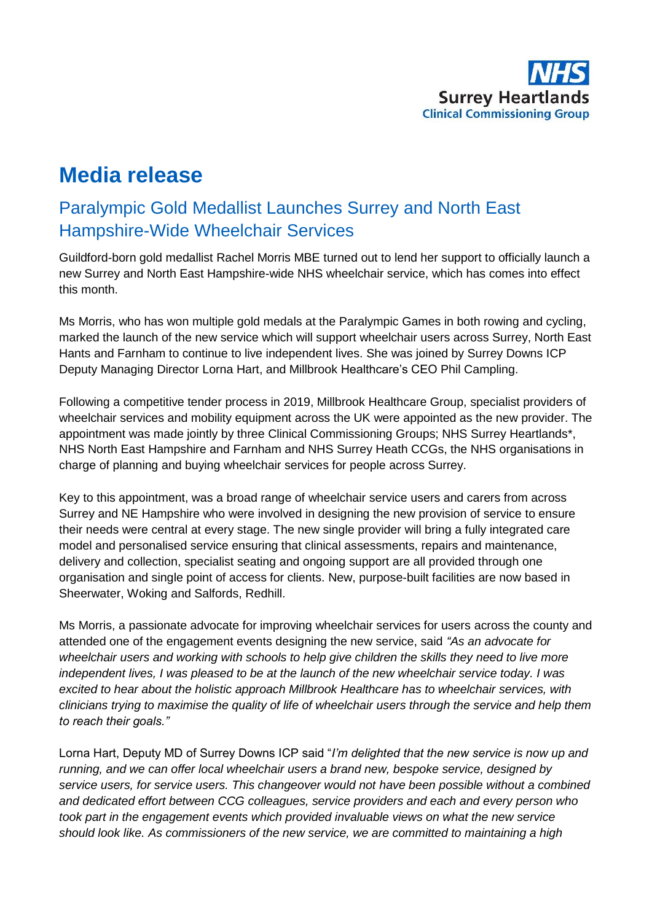NHS
Surrey Heartlands
Clinical Commissioning Group

# Media release

## Paralympic Gold Medallist Launches Surrey and North East Hampshire-Wide Wheelchair Services

Guildford-born gold medallist Rachel Morris MBE turned out to lend her support to officially launch a new Surrey and North East Hampshire-wide NHS wheelchair service, which has comes into effect this month.

Ms Morris, who has won multiple gold medals at the Paralympic Games in both rowing and cycling, marked the launch of the new service which will support wheelchair users across Surrey, North East Hants and Farnham to continue to live independent lives. She was joined by Surrey Downs ICP Deputy Managing Director Lorna Hart, and Millbrook Healthcare's CEO Phil Campling.

Following a competitive tender process in 2019, Millbrook Healthcare Group, specialist providers of wheelchair services and mobility equipment across the UK were appointed as the new provider. The appointment was made jointly by three Clinical Commissioning Groups; NHS Surrey Heartlands*, NHS North East Hampshire and Farnham and NHS Surrey Heath CCGs, the NHS organisations in charge of planning and buying wheelchair services for people across Surrey.

Key to this appointment, was a broad range of wheelchair service users and carers from across Surrey and NE Hampshire who were involved in designing the new provision of service to ensure their needs were central at every stage. The new single provider will bring a fully integrated care model and personalised service ensuring that clinical assessments, repairs and maintenance, delivery and collection, specialist seating and ongoing support are all provided through one organisation and single point of access for clients. New, purpose-built facilities are now based in Sheerwater, Woking and Salfords, Redhill.

Ms Morris, a passionate advocate for improving wheelchair services for users across the county and attended one of the engagement events designing the new service, said *"As an advocate for wheelchair users and working with schools to help give children the skills they need to live more independent lives, I was pleased to be at the launch of the new wheelchair service today. I was excited to hear about the holistic approach Millbrook Healthcare has to wheelchair services, with clinicians trying to maximise the quality of life of wheelchair users through the service and help them to reach their goals."*

Lorna Hart, Deputy MD of Surrey Downs ICP said "*I'm delighted that the new service is now up and running, and we can offer local wheelchair users a brand new, bespoke service, designed by service users, for service users. This changeover would not have been possible without a combined and dedicated effort between CCG colleagues, service providers and each and every person who took part in the engagement events which provided invaluable views on what the new service should look like. As commissioners of the new service, we are committed to maintaining a high*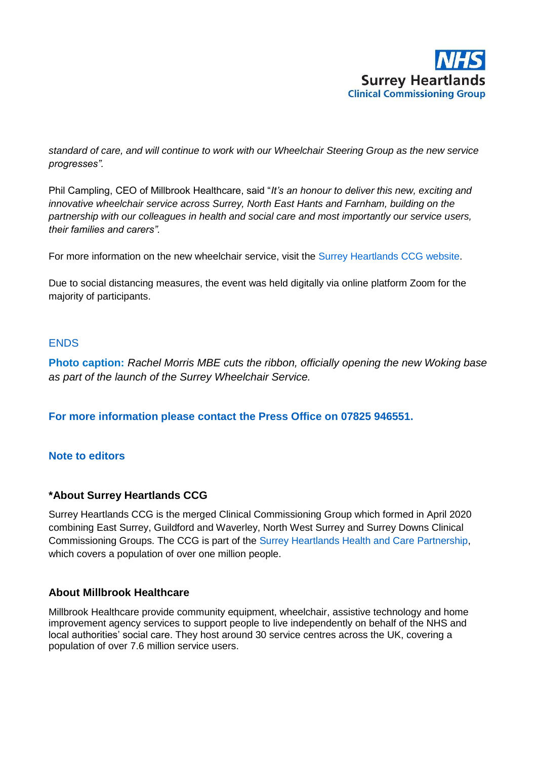*standard of care, and will continue to work with our Wheelchair Steering Group as the new service progresses".*

Phil Campling, CEO of Millbrook Healthcare, said "*It's an honour to deliver this new, exciting and innovative wheelchair service across Surrey, North East Hants and Farnham, building on the partnership with our colleagues in health and social care and most importantly our service users, their families and carers".*

For more information on the new wheelchair service, visit the Surrey Heartlands CCG website.

Due to social distancing measures, the event was held digitally via online platform Zoom for the majority of participants.

ENDS

**Photo caption:** *Rachel Morris MBE cuts the ribbon, officially opening the new Woking base as part of the launch of the Surrey Wheelchair Service.*

**For more information please contact the Press Office on 07825 946551.**

**Note to editors**

### *About Surrey Heartlands CCG

Surrey Heartlands CCG is the merged Clinical Commissioning Group which formed in April 2020 combining East Surrey, Guildford and Waverley, North West Surrey and Surrey Downs Clinical Commissioning Groups. The CCG is part of the Surrey Heartlands Health and Care Partnership, which covers a population of over one million people.

### About Millbrook Healthcare

Millbrook Healthcare provide community equipment, wheelchair, assistive technology and home improvement agency services to support people to live independently on behalf of the NHS and local authorities' social care. They host around 30 service centres across the UK, covering a population of over 7.6 million service users.